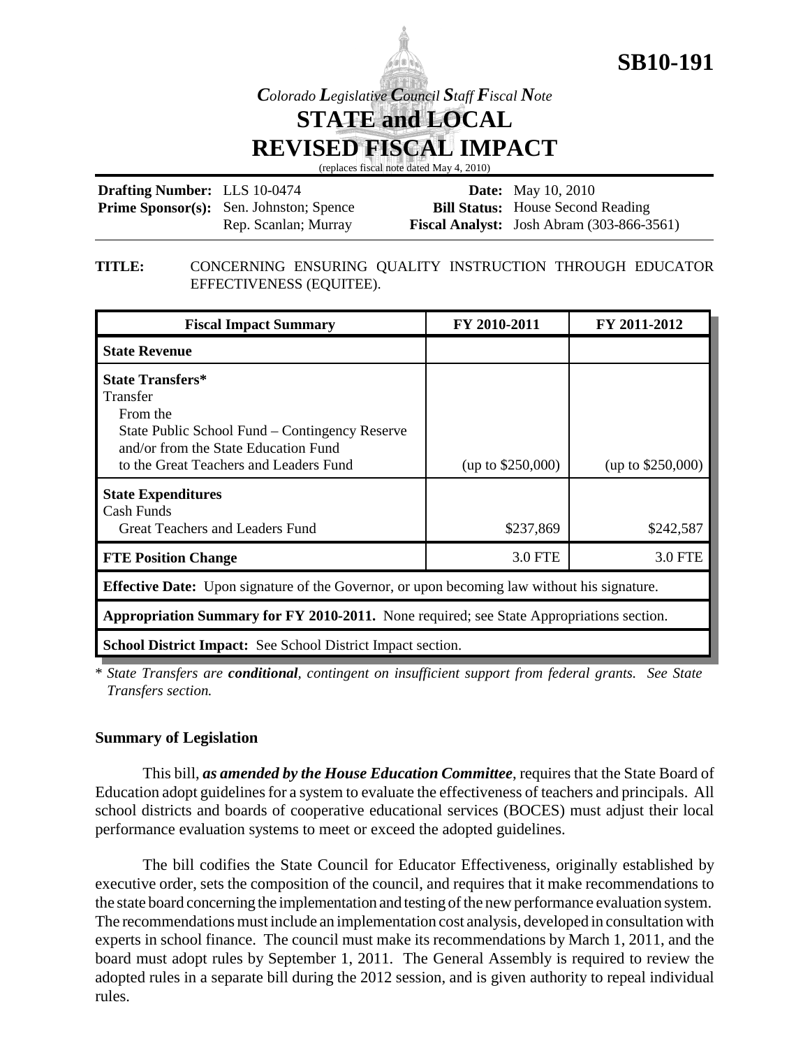**SB10-191**

*Colorado Legislative Council Staff Fiscal Note*

# STATE and LOCAL REVISED FISCAL IMPACT

(replaces fiscal note dated May 4, 2010)

| | | | |
|---|---|---|---|
| **Drafting Number:** | LLS 10-0474 | **Date:** | May 10, 2010 |
| **Prime Sponsor(s):** | Sen. Johnston; Spence<br>Rep. Scanlan; Murray | **Bill Status:** | House Second Reading |
| | | **Fiscal Analyst:** | Josh Abram (303-866-3561) |

**TITLE:** CONCERNING ENSURING QUALITY INSTRUCTION THROUGH EDUCATOR EFFECTIVENESS (EQUITEE).

| Fiscal Impact Summary | FY 2010-2011 | FY 2011-2012 |
|---|---|---|
| **State Revenue** | | |
| **State Transfers\***<br>Transfer<br>From the<br>State Public School Fund – Contingency Reserve and/or from the State Education Fund<br>to the Great Teachers and Leaders Fund | (up to $250,000) | (up to $250,000) |
| **State Expenditures**<br>Cash Funds<br>Great Teachers and Leaders Fund | $237,869 | $242,587 |
| **FTE Position Change** | 3.0 FTE | 3.0 FTE |
| **Effective Date:** Upon signature of the Governor, or upon becoming law without his signature. | | |
| **Appropriation Summary for FY 2010-2011.** None required; see State Appropriations section. | | |
| **School District Impact:** See School District Impact section. | | |

\* *State Transfers are **conditional**, contingent on insufficient support from federal grants. See State Transfers section.*

## Summary of Legislation

This bill, ***as amended by the House Education Committee***, requires that the State Board of Education adopt guidelines for a system to evaluate the effectiveness of teachers and principals. All school districts and boards of cooperative educational services (BOCES) must adjust their local performance evaluation systems to meet or exceed the adopted guidelines.

The bill codifies the State Council for Educator Effectiveness, originally established by executive order, sets the composition of the council, and requires that it make recommendations to the state board concerning the implementation and testing of the new performance evaluation system. The recommendations must include an implementation cost analysis, developed in consultation with experts in school finance. The council must make its recommendations by March 1, 2011, and the board must adopt rules by September 1, 2011. The General Assembly is required to review the adopted rules in a separate bill during the 2012 session, and is given authority to repeal individual rules.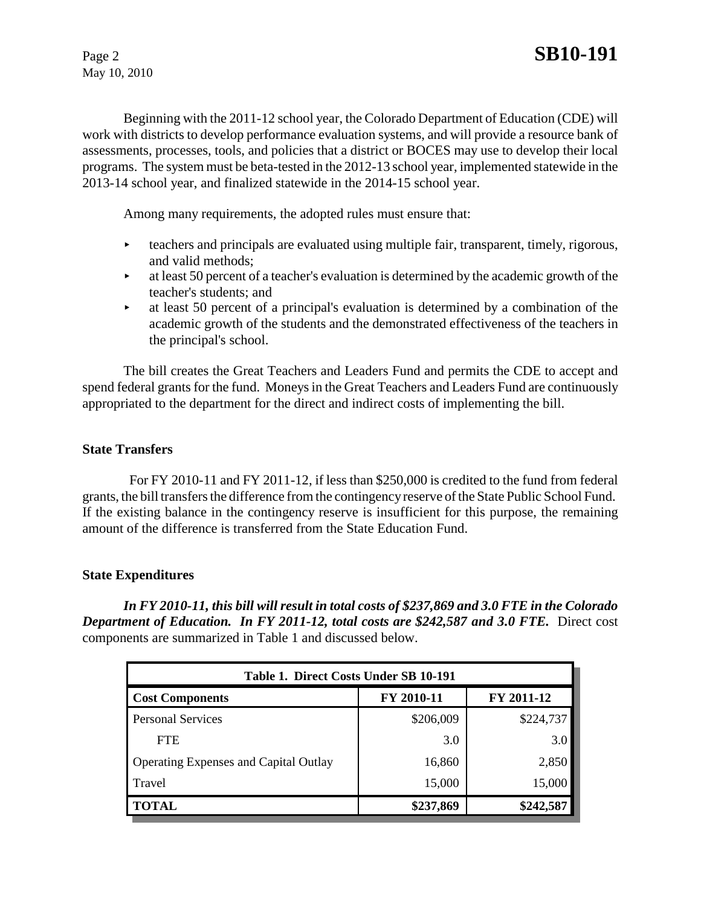Beginning with the 2011-12 school year, the Colorado Department of Education (CDE) will work with districts to develop performance evaluation systems, and will provide a resource bank of assessments, processes, tools, and policies that a district or BOCES may use to develop their local programs. The system must be beta-tested in the 2012-13 school year, implemented statewide in the 2013-14 school year, and finalized statewide in the 2014-15 school year.

Among many requirements, the adopted rules must ensure that:

- teachers and principals are evaluated using multiple fair, transparent, timely, rigorous, and valid methods;
- at least 50 percent of a teacher's evaluation is determined by the academic growth of the teacher's students; and
- at least 50 percent of a principal's evaluation is determined by a combination of the academic growth of the students and the demonstrated effectiveness of the teachers in the principal's school.

The bill creates the Great Teachers and Leaders Fund and permits the CDE to accept and spend federal grants for the fund. Moneys in the Great Teachers and Leaders Fund are continuously appropriated to the department for the direct and indirect costs of implementing the bill.

## State Transfers

For FY 2010-11 and FY 2011-12, if less than $250,000 is credited to the fund from federal grants, the bill transfers the difference from the contingency reserve of the State Public School Fund. If the existing balance in the contingency reserve is insufficient for this purpose, the remaining amount of the difference is transferred from the State Education Fund.

## State Expenditures

***In FY 2010-11, this bill will result in total costs of $237,869 and 3.0 FTE in the Colorado Department of Education. In FY 2011-12, total costs are $242,587 and 3.0 FTE.*** Direct cost components are summarized in Table 1 and discussed below.

| Table 1. Direct Costs Under SB 10-191 | | |
|---|---|---|
| **Cost Components** | **FY 2010-11** | **FY 2011-12** |
| Personal Services | $206,009 | $224,737 |
| FTE | 3.0 | 3.0 |
| Operating Expenses and Capital Outlay | 16,860 | 2,850 |
| Travel | 15,000 | 15,000 |
| **TOTAL** | **$237,869** | **$242,587** |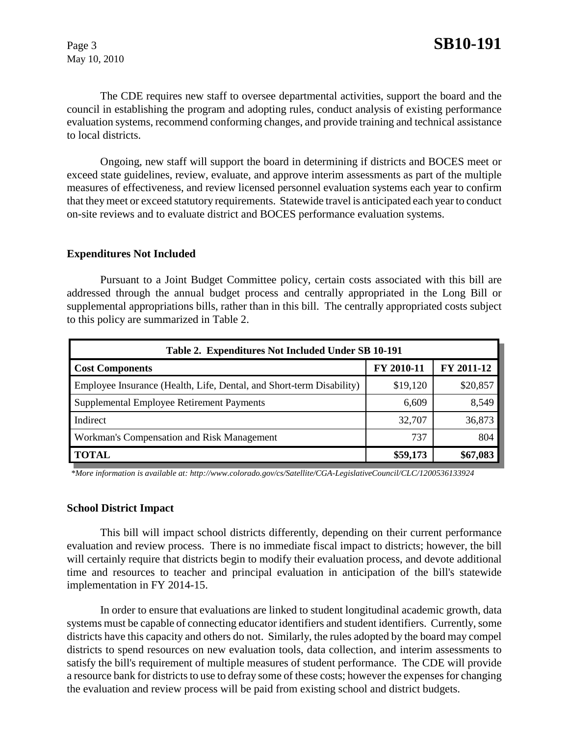The CDE requires new staff to oversee departmental activities, support the board and the council in establishing the program and adopting rules, conduct analysis of existing performance evaluation systems, recommend conforming changes, and provide training and technical assistance to local districts.

Ongoing, new staff will support the board in determining if districts and BOCES meet or exceed state guidelines, review, evaluate, and approve interim assessments as part of the multiple measures of effectiveness, and review licensed personnel evaluation systems each year to confirm that they meet or exceed statutory requirements. Statewide travel is anticipated each year to conduct on-site reviews and to evaluate district and BOCES performance evaluation systems.

**Expenditures Not Included**

Pursuant to a Joint Budget Committee policy, certain costs associated with this bill are addressed through the annual budget process and centrally appropriated in the Long Bill or supplemental appropriations bills, rather than in this bill. The centrally appropriated costs subject to this policy are summarized in Table 2.

| Table 2. Expenditures Not Included Under SB 10-191 | | |
|---|---|---|
| **Cost Components** | **FY 2010-11** | **FY 2011-12** |
| Employee Insurance (Health, Life, Dental, and Short-term Disability) | $19,120 | $20,857 |
| Supplemental Employee Retirement Payments | 6,609 | 8,549 |
| Indirect | 32,707 | 36,873 |
| Workman's Compensation and Risk Management | 737 | 804 |
| **TOTAL** | **$59,173** | **$67,083** |

*\*More information is available at: http://www.colorado.gov/cs/Satellite/CGA-LegislativeCouncil/CLC/1200536133924*

**School District Impact**

This bill will impact school districts differently, depending on their current performance evaluation and review process. There is no immediate fiscal impact to districts; however, the bill will certainly require that districts begin to modify their evaluation process, and devote additional time and resources to teacher and principal evaluation in anticipation of the bill's statewide implementation in FY 2014-15.

In order to ensure that evaluations are linked to student longitudinal academic growth, data systems must be capable of connecting educator identifiers and student identifiers. Currently, some districts have this capacity and others do not. Similarly, the rules adopted by the board may compel districts to spend resources on new evaluation tools, data collection, and interim assessments to satisfy the bill's requirement of multiple measures of student performance. The CDE will provide a resource bank for districts to use to defray some of these costs; however the expenses for changing the evaluation and review process will be paid from existing school and district budgets.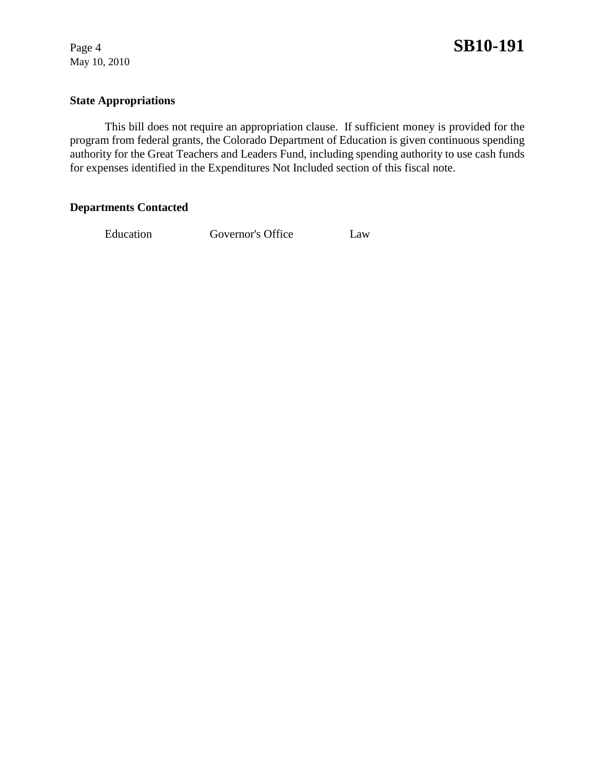**State Appropriations**

This bill does not require an appropriation clause. If sufficient money is provided for the program from federal grants, the Colorado Department of Education is given continuous spending authority for the Great Teachers and Leaders Fund, including spending authority to use cash funds for expenses identified in the Expenditures Not Included section of this fiscal note.

**Departments Contacted**

Education    Governor's Office    Law